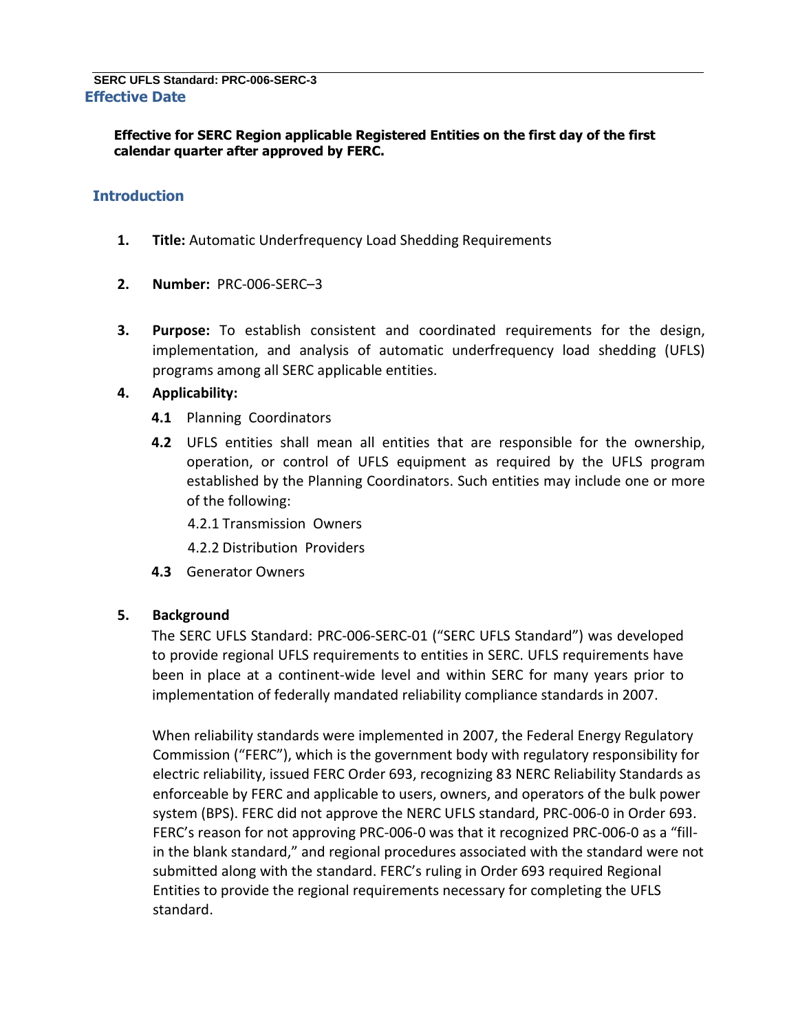## Effective Date

**Effective for SERC Region applicable Registered Entities on the first day of the first calendar quarter after approved by FERC.**

## Introduction

1. **Title:** Automatic Underfrequency Load Shedding Requirements

2. **Number:** PRC-006-SERC–3

3. **Purpose:** To establish consistent and coordinated requirements for the design, implementation, and analysis of automatic underfrequency load shedding (UFLS) programs among all SERC applicable entities.

4. **Applicability:**

   **4.1** Planning Coordinators

   **4.2** UFLS entities shall mean all entities that are responsible for the ownership, operation, or control of UFLS equipment as required by the UFLS program established by the Planning Coordinators. Such entities may include one or more of the following:

   4.2.1 Transmission Owners

   4.2.2 Distribution Providers

   **4.3** Generator Owners

5. **Background**

   The SERC UFLS Standard: PRC-006-SERC-01 ("SERC UFLS Standard") was developed to provide regional UFLS requirements to entities in SERC. UFLS requirements have been in place at a continent-wide level and within SERC for many years prior to implementation of federally mandated reliability compliance standards in 2007.

   When reliability standards were implemented in 2007, the Federal Energy Regulatory Commission ("FERC"), which is the government body with regulatory responsibility for electric reliability, issued FERC Order 693, recognizing 83 NERC Reliability Standards as enforceable by FERC and applicable to users, owners, and operators of the bulk power system (BPS). FERC did not approve the NERC UFLS standard, PRC-006-0 in Order 693. FERC's reason for not approving PRC-006-0 was that it recognized PRC-006-0 as a "fill-in the blank standard," and regional procedures associated with the standard were not submitted along with the standard. FERC's ruling in Order 693 required Regional Entities to provide the regional requirements necessary for completing the UFLS standard.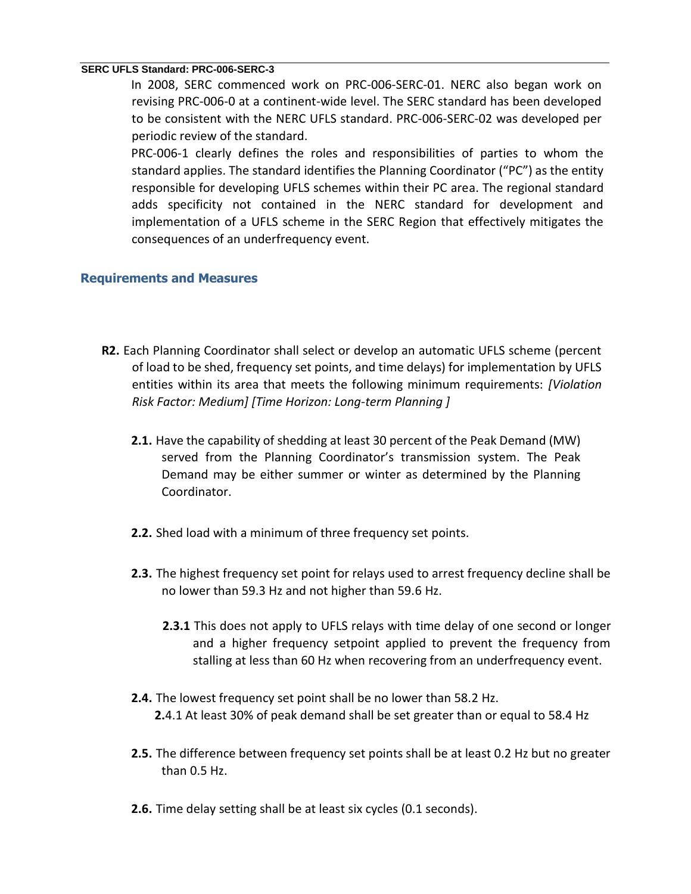In 2008, SERC commenced work on PRC-006-SERC-01. NERC also began work on revising PRC-006-0 at a continent-wide level. The SERC standard has been developed to be consistent with the NERC UFLS standard. PRC-006-SERC-02 was developed per periodic review of the standard.

PRC-006-1 clearly defines the roles and responsibilities of parties to whom the standard applies. The standard identifies the Planning Coordinator ("PC") as the entity responsible for developing UFLS schemes within their PC area. The regional standard adds specificity not contained in the NERC standard for development and implementation of a UFLS scheme in the SERC Region that effectively mitigates the consequences of an underfrequency event.

## Requirements and Measures

**R2.** Each Planning Coordinator shall select or develop an automatic UFLS scheme (percent of load to be shed, frequency set points, and time delays) for implementation by UFLS entities within its area that meets the following minimum requirements: *[Violation Risk Factor: Medium] [Time Horizon: Long-term Planning ]*

**2.1.** Have the capability of shedding at least 30 percent of the Peak Demand (MW) served from the Planning Coordinator's transmission system. The Peak Demand may be either summer or winter as determined by the Planning Coordinator.

**2.2.** Shed load with a minimum of three frequency set points.

**2.3.** The highest frequency set point for relays used to arrest frequency decline shall be no lower than 59.3 Hz and not higher than 59.6 Hz.

**2.3.1** This does not apply to UFLS relays with time delay of one second or longer and a higher frequency setpoint applied to prevent the frequency from stalling at less than 60 Hz when recovering from an underfrequency event.

**2.4.** The lowest frequency set point shall be no lower than 58.2 Hz.

**2.**4.1 At least 30% of peak demand shall be set greater than or equal to 58.4 Hz

**2.5.** The difference between frequency set points shall be at least 0.2 Hz but no greater than 0.5 Hz.

**2.6.** Time delay setting shall be at least six cycles (0.1 seconds).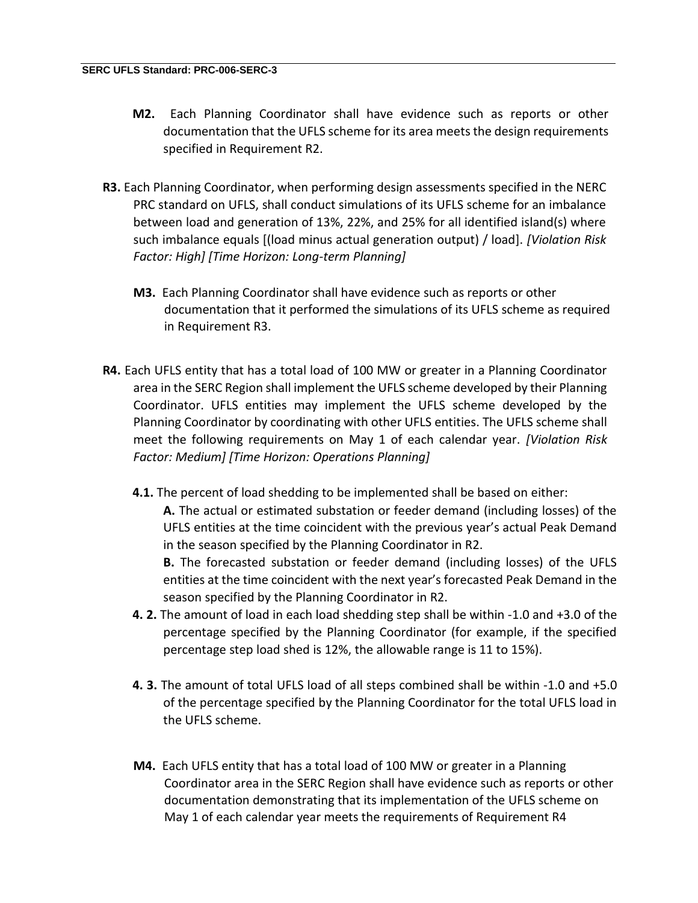**M2.** Each Planning Coordinator shall have evidence such as reports or other documentation that the UFLS scheme for its area meets the design requirements specified in Requirement R2.

**R3.** Each Planning Coordinator, when performing design assessments specified in the NERC PRC standard on UFLS, shall conduct simulations of its UFLS scheme for an imbalance between load and generation of 13%, 22%, and 25% for all identified island(s) where such imbalance equals [(load minus actual generation output) / load]. *[Violation Risk Factor: High] [Time Horizon: Long-term Planning]*

**M3.** Each Planning Coordinator shall have evidence such as reports or other documentation that it performed the simulations of its UFLS scheme as required in Requirement R3.

**R4.** Each UFLS entity that has a total load of 100 MW or greater in a Planning Coordinator area in the SERC Region shall implement the UFLS scheme developed by their Planning Coordinator. UFLS entities may implement the UFLS scheme developed by the Planning Coordinator by coordinating with other UFLS entities. The UFLS scheme shall meet the following requirements on May 1 of each calendar year. *[Violation Risk Factor: Medium] [Time Horizon: Operations Planning]*

**4.1.** The percent of load shedding to be implemented shall be based on either:

**A.** The actual or estimated substation or feeder demand (including losses) of the UFLS entities at the time coincident with the previous year's actual Peak Demand in the season specified by the Planning Coordinator in R2.

**B.** The forecasted substation or feeder demand (including losses) of the UFLS entities at the time coincident with the next year's forecasted Peak Demand in the season specified by the Planning Coordinator in R2.

**4. 2.** The amount of load in each load shedding step shall be within -1.0 and +3.0 of the percentage specified by the Planning Coordinator (for example, if the specified percentage step load shed is 12%, the allowable range is 11 to 15%).

**4. 3.** The amount of total UFLS load of all steps combined shall be within -1.0 and +5.0 of the percentage specified by the Planning Coordinator for the total UFLS load in the UFLS scheme.

**M4.** Each UFLS entity that has a total load of 100 MW or greater in a Planning Coordinator area in the SERC Region shall have evidence such as reports or other documentation demonstrating that its implementation of the UFLS scheme on May 1 of each calendar year meets the requirements of Requirement R4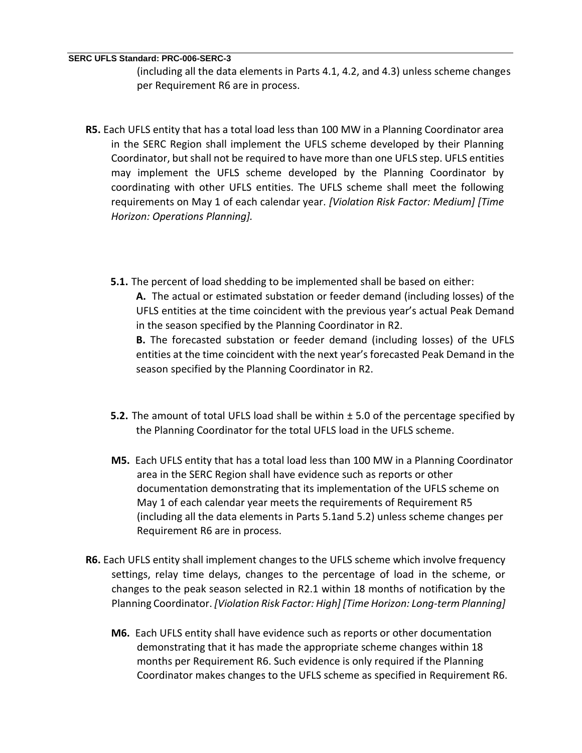(including all the data elements in Parts 4.1, 4.2, and 4.3) unless scheme changes per Requirement R6 are in process.

**R5.** Each UFLS entity that has a total load less than 100 MW in a Planning Coordinator area in the SERC Region shall implement the UFLS scheme developed by their Planning Coordinator, but shall not be required to have more than one UFLS step. UFLS entities may implement the UFLS scheme developed by the Planning Coordinator by coordinating with other UFLS entities. The UFLS scheme shall meet the following requirements on May 1 of each calendar year. *[Violation Risk Factor: Medium] [Time Horizon: Operations Planning].*

**5.1.** The percent of load shedding to be implemented shall be based on either:

**A.** The actual or estimated substation or feeder demand (including losses) of the UFLS entities at the time coincident with the previous year's actual Peak Demand in the season specified by the Planning Coordinator in R2.

**B.** The forecasted substation or feeder demand (including losses) of the UFLS entities at the time coincident with the next year's forecasted Peak Demand in the season specified by the Planning Coordinator in R2.

**5.2.** The amount of total UFLS load shall be within ± 5.0 of the percentage specified by the Planning Coordinator for the total UFLS load in the UFLS scheme.

**M5.** Each UFLS entity that has a total load less than 100 MW in a Planning Coordinator area in the SERC Region shall have evidence such as reports or other documentation demonstrating that its implementation of the UFLS scheme on May 1 of each calendar year meets the requirements of Requirement R5 (including all the data elements in Parts 5.1and 5.2) unless scheme changes per Requirement R6 are in process.

**R6.** Each UFLS entity shall implement changes to the UFLS scheme which involve frequency settings, relay time delays, changes to the percentage of load in the scheme, or changes to the peak season selected in R2.1 within 18 months of notification by the Planning Coordinator. *[Violation Risk Factor: High] [Time Horizon: Long-term Planning]*

**M6.** Each UFLS entity shall have evidence such as reports or other documentation demonstrating that it has made the appropriate scheme changes within 18 months per Requirement R6. Such evidence is only required if the Planning Coordinator makes changes to the UFLS scheme as specified in Requirement R6.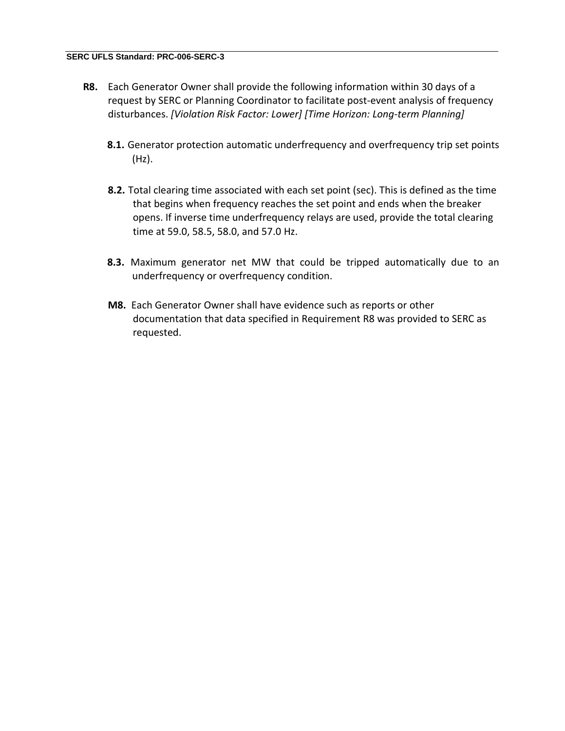**R8.** Each Generator Owner shall provide the following information within 30 days of a request by SERC or Planning Coordinator to facilitate post-event analysis of frequency disturbances. *[Violation Risk Factor: Lower] [Time Horizon: Long-term Planning]*

**8.1.** Generator protection automatic underfrequency and overfrequency trip set points (Hz).

**8.2.** Total clearing time associated with each set point (sec). This is defined as the time that begins when frequency reaches the set point and ends when the breaker opens. If inverse time underfrequency relays are used, provide the total clearing time at 59.0, 58.5, 58.0, and 57.0 Hz.

**8.3.** Maximum generator net MW that could be tripped automatically due to an underfrequency or overfrequency condition.

**M8.** Each Generator Owner shall have evidence such as reports or other documentation that data specified in Requirement R8 was provided to SERC as requested.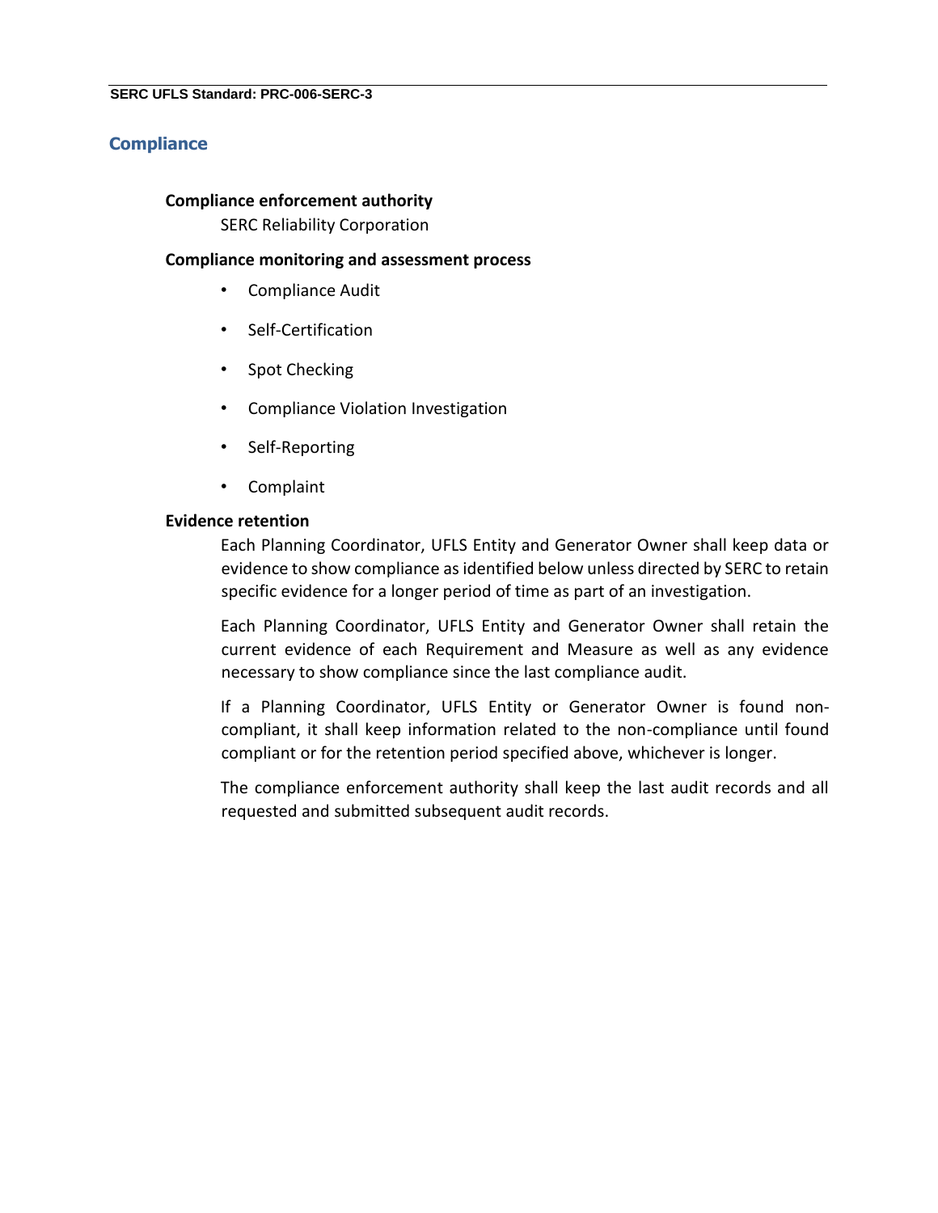## Compliance

**Compliance enforcement authority**

SERC Reliability Corporation

**Compliance monitoring and assessment process**

- Compliance Audit
- Self-Certification
- Spot Checking
- Compliance Violation Investigation
- Self-Reporting
- Complaint

**Evidence retention**

Each Planning Coordinator, UFLS Entity and Generator Owner shall keep data or evidence to show compliance as identified below unless directed by SERC to retain specific evidence for a longer period of time as part of an investigation.

Each Planning Coordinator, UFLS Entity and Generator Owner shall retain the current evidence of each Requirement and Measure as well as any evidence necessary to show compliance since the last compliance audit.

If a Planning Coordinator, UFLS Entity or Generator Owner is found non-compliant, it shall keep information related to the non-compliance until found compliant or for the retention period specified above, whichever is longer.

The compliance enforcement authority shall keep the last audit records and all requested and submitted subsequent audit records.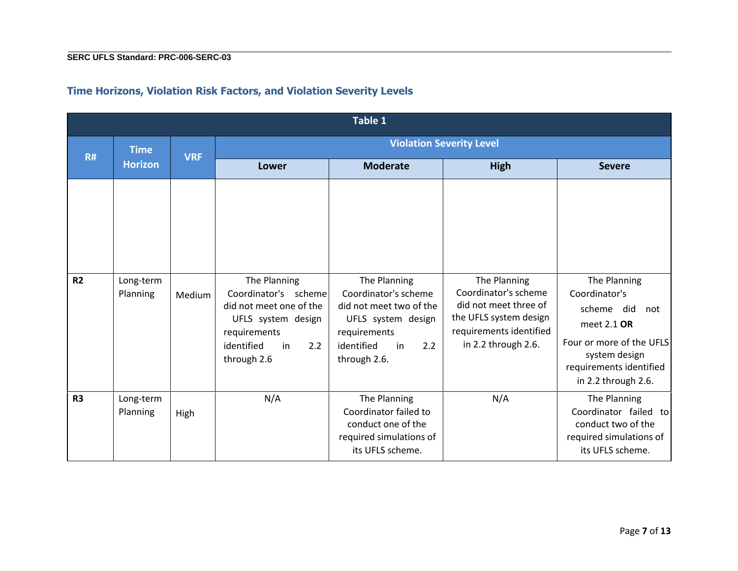## Time Horizons, Violation Risk Factors, and Violation Severity Levels

| Table 1 | | | | | | |
|---|---|---|---|---|---|---|
| R# | Time Horizon | VRF | Violation Severity Level | | | |
| | | | Lower | Moderate | High | Severe |
| | | | | | | |
| R2 | Long-term Planning | Medium | The Planning Coordinator's scheme did not meet one of the UFLS system design requirements identified in 2.2 through 2.6 | The Planning Coordinator's scheme did not meet two of the UFLS system design requirements identified in 2.2 through 2.6. | The Planning Coordinator's scheme did not meet three of the UFLS system design requirements identified in 2.2 through 2.6. | The Planning Coordinator's scheme did not meet 2.1 **OR** Four or more of the UFLS system design requirements identified in 2.2 through 2.6. |
| R3 | Long-term Planning | High | N/A | The Planning Coordinator failed to conduct one of the required simulations of its UFLS scheme. | N/A | The Planning Coordinator failed to conduct two of the required simulations of its UFLS scheme. |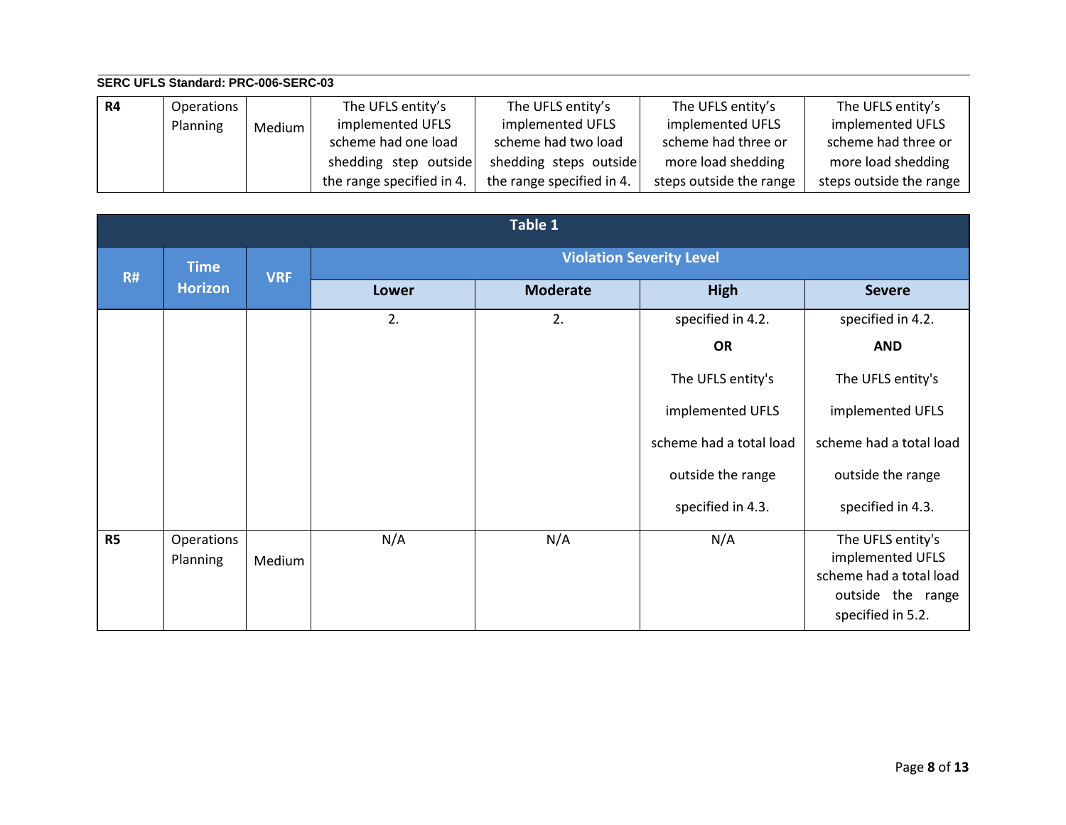| R# | Time Horizon | VRF | Violation Severity Level | | | |
|---|---|---|---|---|---|---|
| | | | Lower | Moderate | High | Severe |
| R4 | Operations Planning | Medium | The UFLS entity's implemented UFLS scheme had one load shedding step outside the range specified in 4.2. | The UFLS entity's implemented UFLS scheme had two load shedding steps outside the range specified in 4.2. | The UFLS entity's implemented UFLS scheme had three or more load shedding steps outside the range specified in 4.2. **OR** The UFLS entity's implemented UFLS scheme had a total load outside the range specified in 4.3. | The UFLS entity's implemented UFLS scheme had three or more load shedding steps outside the range specified in 4.2. **AND** The UFLS entity's implemented UFLS scheme had a total load outside the range specified in 4.3. |
| R5 | Operations Planning | Medium | N/A | N/A | N/A | The UFLS entity's implemented UFLS scheme had a total load outside the range specified in 5.2. |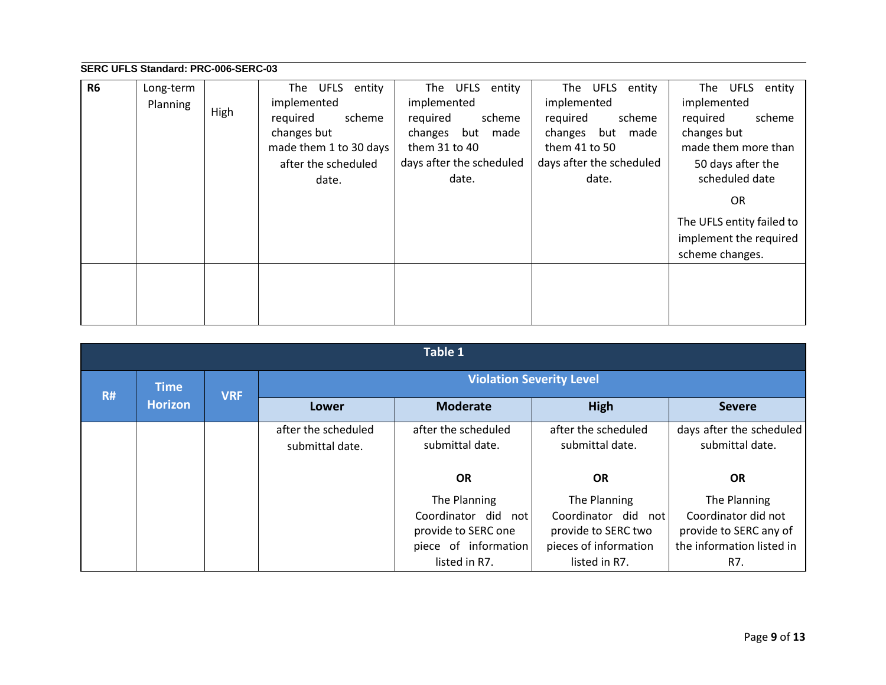| R6 | Long-term Planning | High | The UFLS entity implemented required scheme changes but made them 1 to 30 days after the scheduled date. | The UFLS entity implemented required scheme changes but made them 31 to 40 days after the scheduled date. | The UFLS entity implemented required scheme changes but made them 41 to 50 days after the scheduled date. | The UFLS entity implemented required scheme changes but made them more than 50 days after the scheduled date<br><br>OR<br><br>The UFLS entity failed to implement the required scheme changes. |
|---|---|---|---|---|---|---|
| | | | | | | |

**Table 1**

| R# | Time Horizon | VRF | Violation Severity Level | | | |
|---|---|---|---|---|---|---|
| | | | **Lower** | **Moderate** | **High** | **Severe** |
| | | | after the scheduled submittal date. | after the scheduled submittal date.<br><br>**OR**<br><br>The Planning Coordinator did not provide to SERC one piece of information listed in R7. | after the scheduled submittal date.<br><br>**OR**<br><br>The Planning Coordinator did not provide to SERC two pieces of information listed in R7. | days after the scheduled submittal date.<br><br>**OR**<br><br>The Planning Coordinator did not provide to SERC any of the information listed in R7. |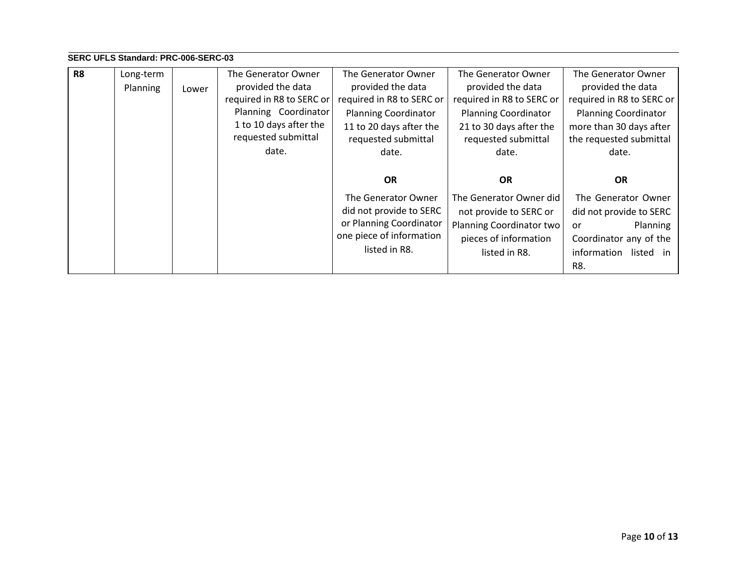| R8 | Long-term Planning | Lower | The Generator Owner provided the data required in R8 to SERC or Planning Coordinator 1 to 10 days after the requested submittal date. | The Generator Owner provided the data required in R8 to SERC or Planning Coordinator 11 to 20 days after the requested submittal date.<br><br>**OR**<br><br>The Generator Owner did not provide to SERC or Planning Coordinator one piece of information listed in R8. | The Generator Owner provided the data required in R8 to SERC or Planning Coordinator 21 to 30 days after the requested submittal date.<br><br>**OR**<br><br>The Generator Owner did not provide to SERC or Planning Coordinator two pieces of information listed in R8. | The Generator Owner provided the data required in R8 to SERC or Planning Coordinator more than 30 days after the requested submittal date.<br><br>**OR**<br><br>The Generator Owner did not provide to SERC or Planning Coordinator any of the information listed in R8. |
|---|---|---|---|---|---|---|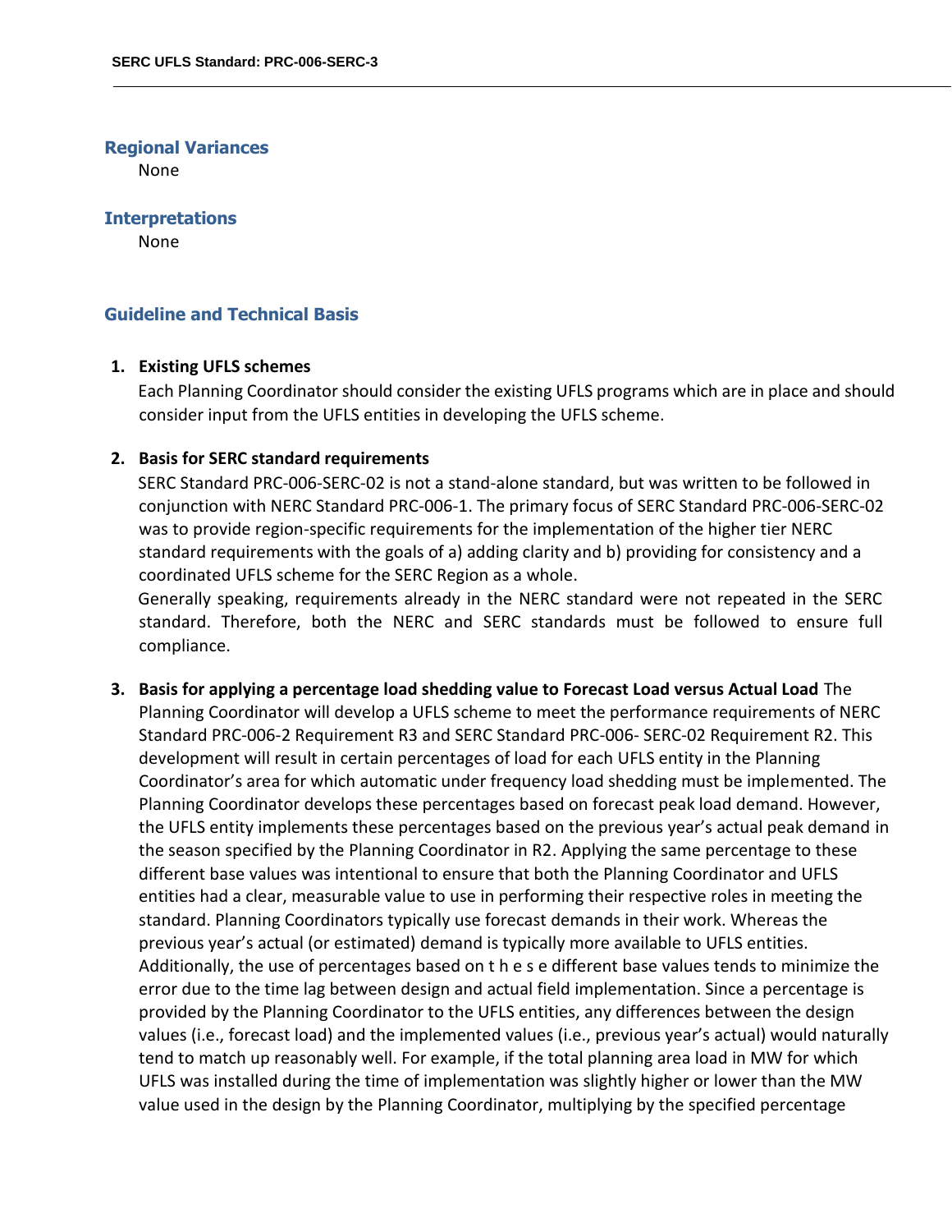## Regional Variances

None

## Interpretations

None

## Guideline and Technical Basis

1. **Existing UFLS schemes**

   Each Planning Coordinator should consider the existing UFLS programs which are in place and should consider input from the UFLS entities in developing the UFLS scheme.

2. **Basis for SERC standard requirements**

   SERC Standard PRC-006-SERC-02 is not a stand-alone standard, but was written to be followed in conjunction with NERC Standard PRC-006-1. The primary focus of SERC Standard PRC-006-SERC-02 was to provide region-specific requirements for the implementation of the higher tier NERC standard requirements with the goals of a) adding clarity and b) providing for consistency and a coordinated UFLS scheme for the SERC Region as a whole.

   Generally speaking, requirements already in the NERC standard were not repeated in the SERC standard. Therefore, both the NERC and SERC standards must be followed to ensure full compliance.

3. **Basis for applying a percentage load shedding value to Forecast Load versus Actual Load** The Planning Coordinator will develop a UFLS scheme to meet the performance requirements of NERC Standard PRC-006-2 Requirement R3 and SERC Standard PRC-006- SERC-02 Requirement R2. This development will result in certain percentages of load for each UFLS entity in the Planning Coordinator's area for which automatic under frequency load shedding must be implemented. The Planning Coordinator develops these percentages based on forecast peak load demand. However, the UFLS entity implements these percentages based on the previous year's actual peak demand in the season specified by the Planning Coordinator in R2. Applying the same percentage to these different base values was intentional to ensure that both the Planning Coordinator and UFLS entities had a clear, measurable value to use in performing their respective roles in meeting the standard. Planning Coordinators typically use forecast demands in their work. Whereas the previous year's actual (or estimated) demand is typically more available to UFLS entities. Additionally, the use of percentages based on these different base values tends to minimize the error due to the time lag between design and actual field implementation. Since a percentage is provided by the Planning Coordinator to the UFLS entities, any differences between the design values (i.e., forecast load) and the implemented values (i.e., previous year's actual) would naturally tend to match up reasonably well. For example, if the total planning area load in MW for which UFLS was installed during the time of implementation was slightly higher or lower than the MW value used in the design by the Planning Coordinator, multiplying by the specified percentage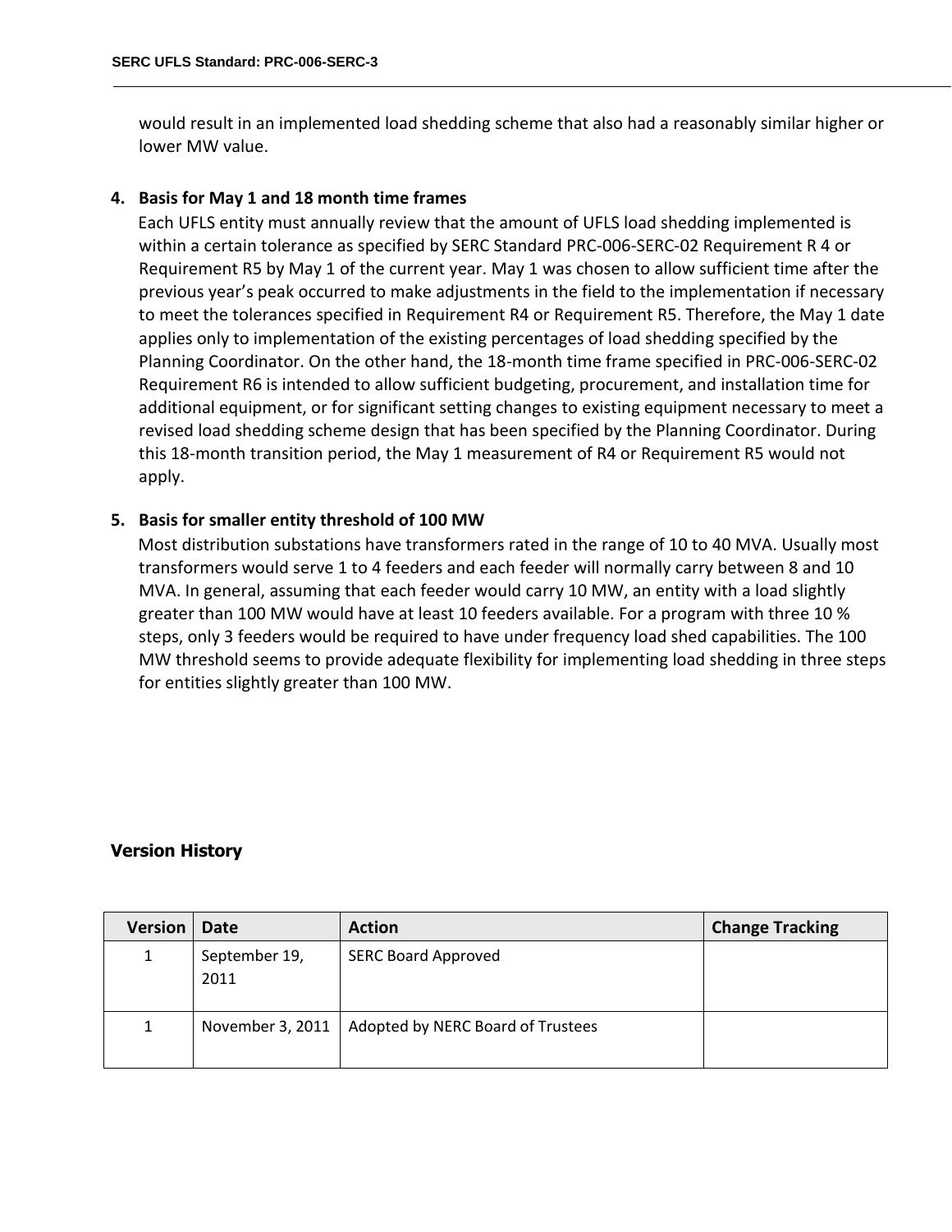would result in an implemented load shedding scheme that also had a reasonably similar higher or lower MW value.

4. **Basis for May 1 and 18 month time frames**

   Each UFLS entity must annually review that the amount of UFLS load shedding implemented is within a certain tolerance as specified by SERC Standard PRC-006-SERC-02 Requirement R 4 or Requirement R5 by May 1 of the current year. May 1 was chosen to allow sufficient time after the previous year's peak occurred to make adjustments in the field to the implementation if necessary to meet the tolerances specified in Requirement R4 or Requirement R5. Therefore, the May 1 date applies only to implementation of the existing percentages of load shedding specified by the Planning Coordinator. On the other hand, the 18-month time frame specified in PRC-006-SERC-02 Requirement R6 is intended to allow sufficient budgeting, procurement, and installation time for additional equipment, or for significant setting changes to existing equipment necessary to meet a revised load shedding scheme design that has been specified by the Planning Coordinator. During this 18-month transition period, the May 1 measurement of R4 or Requirement R5 would not apply.

5. **Basis for smaller entity threshold of 100 MW**

   Most distribution substations have transformers rated in the range of 10 to 40 MVA. Usually most transformers would serve 1 to 4 feeders and each feeder will normally carry between 8 and 10 MVA. In general, assuming that each feeder would carry 10 MW, an entity with a load slightly greater than 100 MW would have at least 10 feeders available. For a program with three 10 % steps, only 3 feeders would be required to have under frequency load shed capabilities. The 100 MW threshold seems to provide adequate flexibility for implementing load shedding in three steps for entities slightly greater than 100 MW.

## Version History

| Version | Date | Action | Change Tracking |
|---|---|---|---|
| 1 | September 19, 2011 | SERC Board Approved | |
| 1 | November 3, 2011 | Adopted by NERC Board of Trustees | |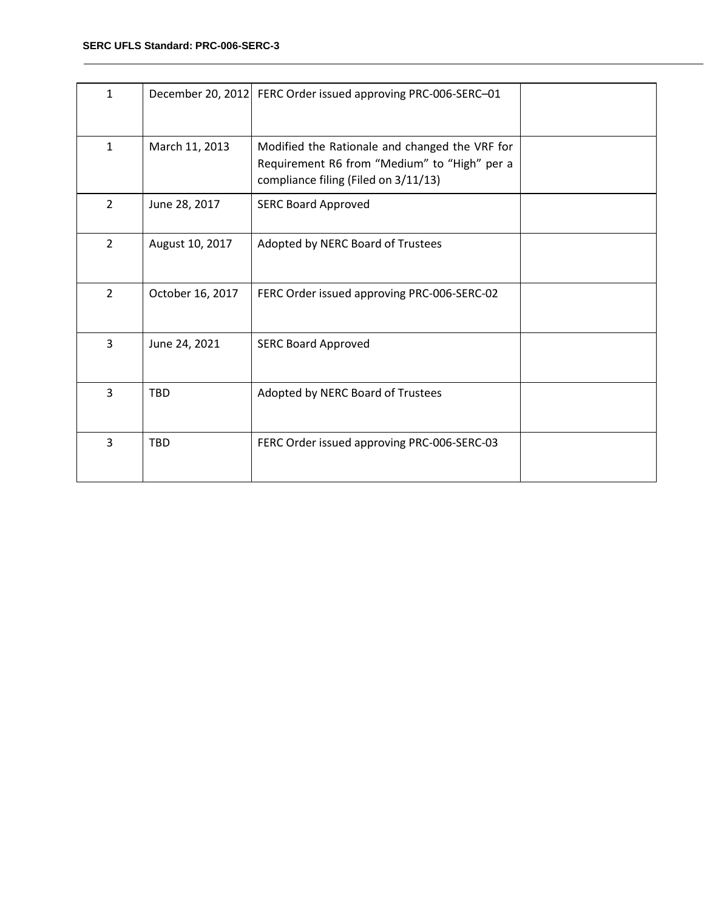| | | | |
|---|---|---|---|
| 1 | December 20, 2012 | FERC Order issued approving PRC-006-SERC–01 | |
| 1 | March 11, 2013 | Modified the Rationale and changed the VRF for Requirement R6 from “Medium” to “High” per a compliance filing (Filed on 3/11/13) | |
| 2 | June 28, 2017 | SERC Board Approved | |
| 2 | August 10, 2017 | Adopted by NERC Board of Trustees | |
| 2 | October 16, 2017 | FERC Order issued approving PRC-006-SERC-02 | |
| 3 | June 24, 2021 | SERC Board Approved | |
| 3 | TBD | Adopted by NERC Board of Trustees | |
| 3 | TBD | FERC Order issued approving PRC-006-SERC-03 | |